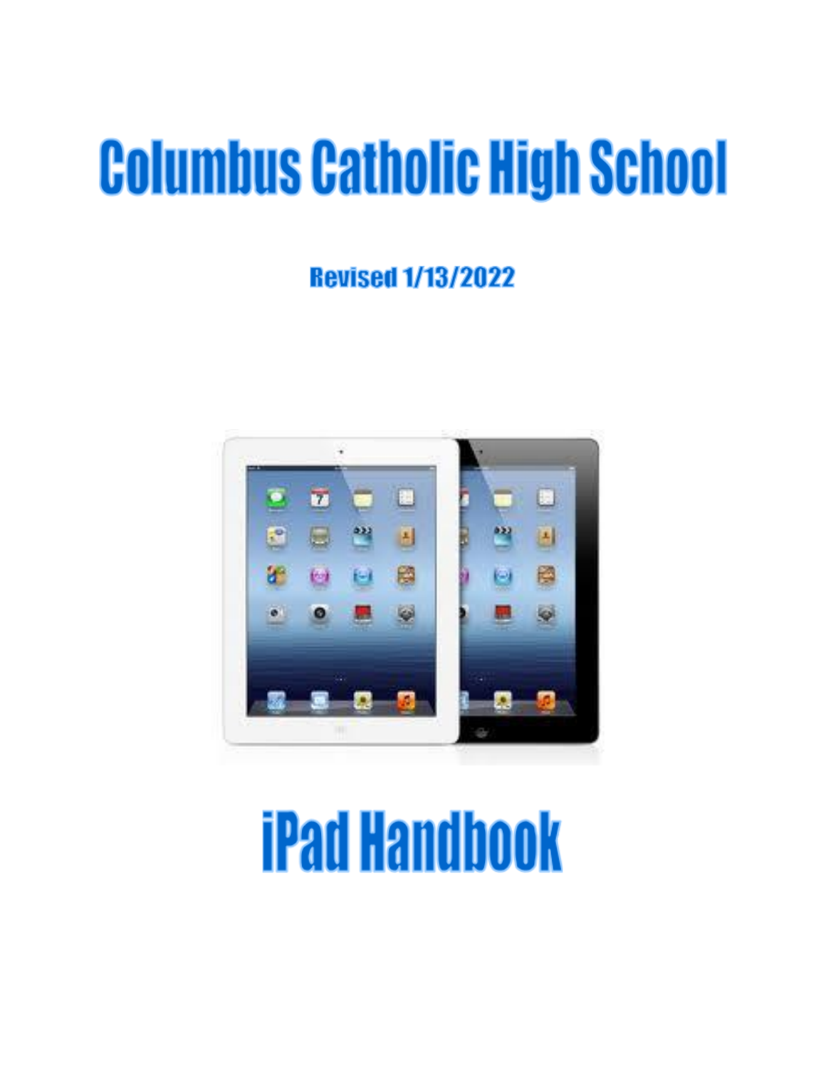# Columbus Catholic High School

**Revised 1/13/2022**

# iPad Handbook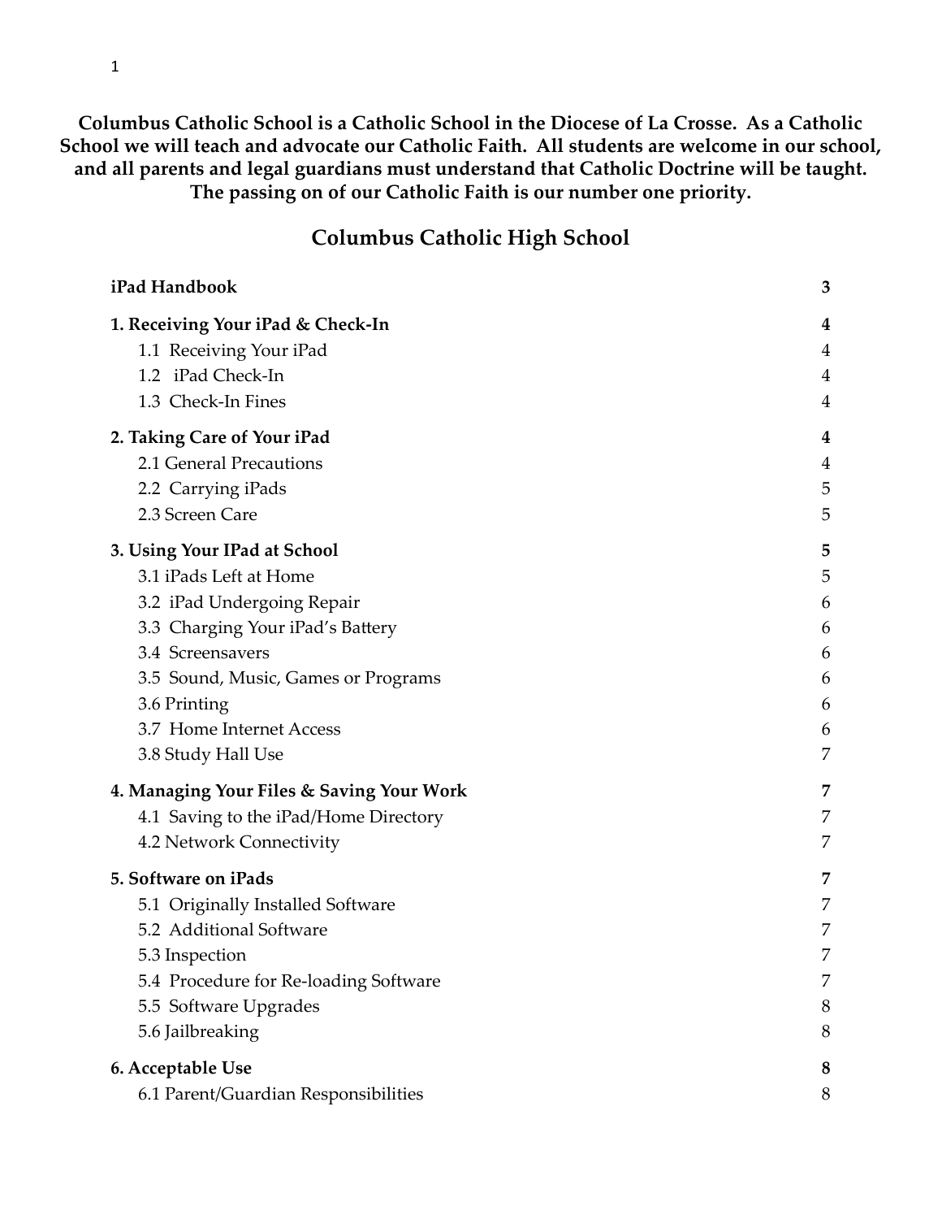**Columbus Catholic School is a Catholic School in the Diocese of La Crosse. As a Catholic School we will teach and advocate our Catholic Faith. All students are welcome in our school, and all parents and legal guardians must understand that Catholic Doctrine will be taught. The passing on of our Catholic Faith is our number one priority.**

# Columbus Catholic High School

| | |
|---|---|
| **iPad Handbook** | **3** |
| **1. Receiving Your iPad & Check-In** | **4** |
| 1.1 Receiving Your iPad | 4 |
| 1.2 iPad Check-In | 4 |
| 1.3 Check-In Fines | 4 |
| **2. Taking Care of Your iPad** | **4** |
| 2.1 General Precautions | 4 |
| 2.2 Carrying iPads | 5 |
| 2.3 Screen Care | 5 |
| **3. Using Your IPad at School** | **5** |
| 3.1 iPads Left at Home | 5 |
| 3.2 iPad Undergoing Repair | 6 |
| 3.3 Charging Your iPad's Battery | 6 |
| 3.4 Screensavers | 6 |
| 3.5 Sound, Music, Games or Programs | 6 |
| 3.6 Printing | 6 |
| 3.7 Home Internet Access | 6 |
| 3.8 Study Hall Use | 7 |
| **4. Managing Your Files & Saving Your Work** | **7** |
| 4.1 Saving to the iPad/Home Directory | 7 |
| 4.2 Network Connectivity | 7 |
| **5. Software on iPads** | **7** |
| 5.1 Originally Installed Software | 7 |
| 5.2 Additional Software | 7 |
| 5.3 Inspection | 7 |
| 5.4 Procedure for Re-loading Software | 7 |
| 5.5 Software Upgrades | 8 |
| 5.6 Jailbreaking | 8 |
| **6. Acceptable Use** | **8** |
| 6.1 Parent/Guardian Responsibilities | 8 |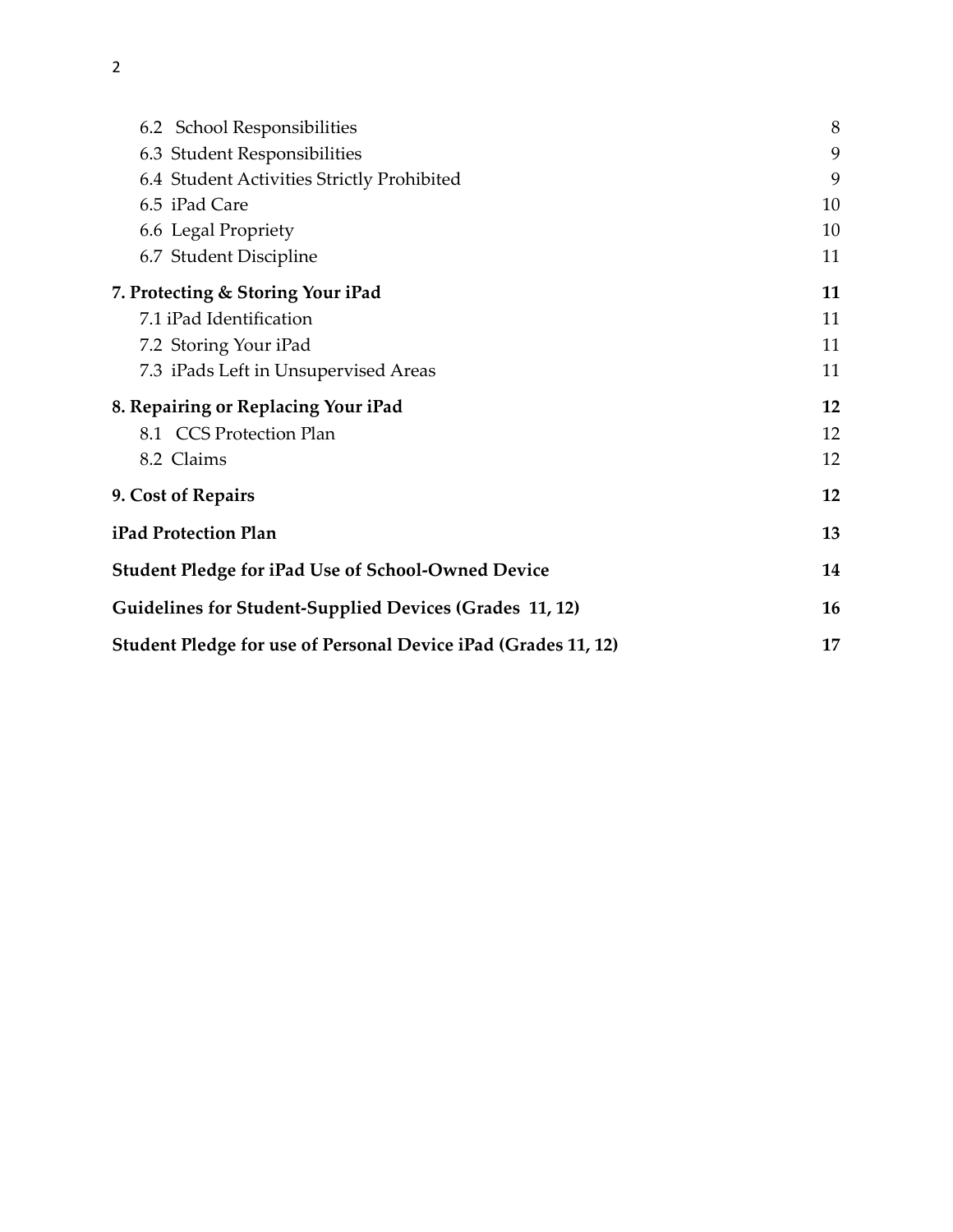| | |
|---|---|
| 6.2 School Responsibilities | 8 |
| 6.3 Student Responsibilities | 9 |
| 6.4 Student Activities Strictly Prohibited | 9 |
| 6.5 iPad Care | 10 |
| 6.6 Legal Propriety | 10 |
| 6.7 Student Discipline | 11 |
| **7. Protecting & Storing Your iPad** | **11** |
| 7.1 iPad Identification | 11 |
| 7.2 Storing Your iPad | 11 |
| 7.3 iPads Left in Unsupervised Areas | 11 |
| **8. Repairing or Replacing Your iPad** | **12** |
| 8.1 CCS Protection Plan | 12 |
| 8.2 Claims | 12 |
| **9. Cost of Repairs** | **12** |
| **iPad Protection Plan** | **13** |
| **Student Pledge for iPad Use of School-Owned Device** | **14** |
| **Guidelines for Student-Supplied Devices (Grades 11, 12)** | **16** |
| **Student Pledge for use of Personal Device iPad (Grades 11, 12)** | **17** |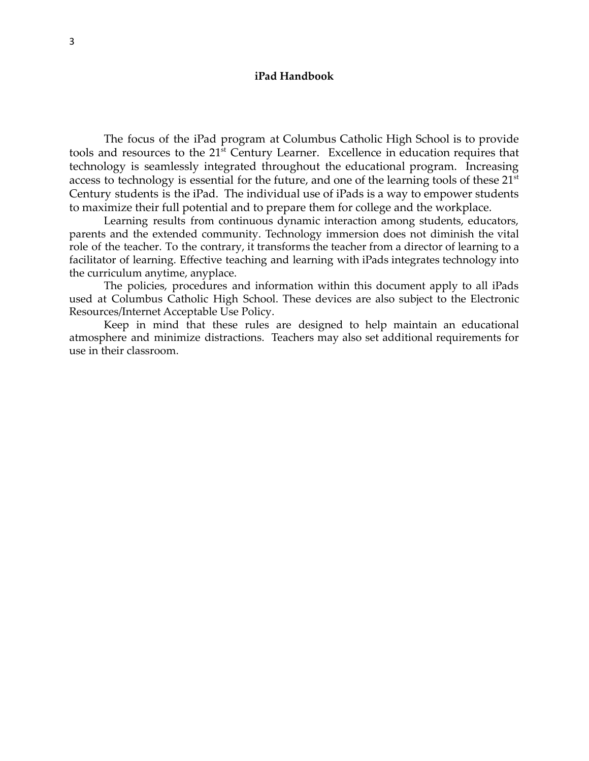# iPad Handbook

The focus of the iPad program at Columbus Catholic High School is to provide tools and resources to the 21st Century Learner. Excellence in education requires that technology is seamlessly integrated throughout the educational program. Increasing access to technology is essential for the future, and one of the learning tools of these 21st Century students is the iPad. The individual use of iPads is a way to empower students to maximize their full potential and to prepare them for college and the workplace.

Learning results from continuous dynamic interaction among students, educators, parents and the extended community. Technology immersion does not diminish the vital role of the teacher. To the contrary, it transforms the teacher from a director of learning to a facilitator of learning. Effective teaching and learning with iPads integrates technology into the curriculum anytime, anyplace.

The policies, procedures and information within this document apply to all iPads used at Columbus Catholic High School. These devices are also subject to the Electronic Resources/Internet Acceptable Use Policy.

Keep in mind that these rules are designed to help maintain an educational atmosphere and minimize distractions. Teachers may also set additional requirements for use in their classroom.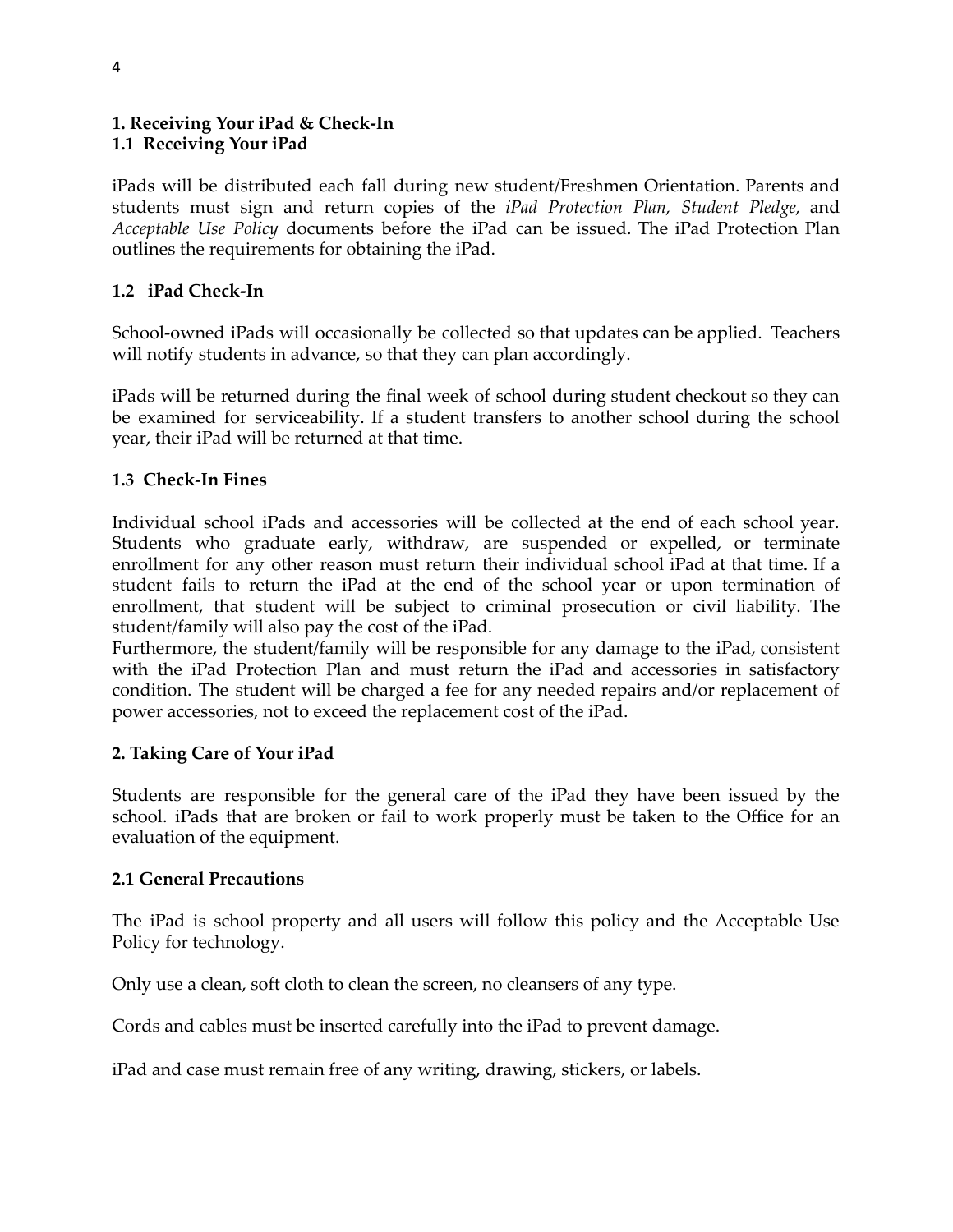## 1. Receiving Your iPad & Check-In

### 1.1 Receiving Your iPad

iPads will be distributed each fall during new student/Freshmen Orientation. Parents and students must sign and return copies of the *iPad Protection Plan, Student Pledge,* and *Acceptable Use Policy* documents before the iPad can be issued. The iPad Protection Plan outlines the requirements for obtaining the iPad.

### 1.2 iPad Check-In

School-owned iPads will occasionally be collected so that updates can be applied. Teachers will notify students in advance, so that they can plan accordingly.

iPads will be returned during the final week of school during student checkout so they can be examined for serviceability. If a student transfers to another school during the school year, their iPad will be returned at that time.

### 1.3 Check-In Fines

Individual school iPads and accessories will be collected at the end of each school year. Students who graduate early, withdraw, are suspended or expelled, or terminate enrollment for any other reason must return their individual school iPad at that time. If a student fails to return the iPad at the end of the school year or upon termination of enrollment, that student will be subject to criminal prosecution or civil liability. The student/family will also pay the cost of the iPad.
Furthermore, the student/family will be responsible for any damage to the iPad, consistent with the iPad Protection Plan and must return the iPad and accessories in satisfactory condition. The student will be charged a fee for any needed repairs and/or replacement of power accessories, not to exceed the replacement cost of the iPad.

## 2. Taking Care of Your iPad

Students are responsible for the general care of the iPad they have been issued by the school. iPads that are broken or fail to work properly must be taken to the Office for an evaluation of the equipment.

### 2.1 General Precautions

The iPad is school property and all users will follow this policy and the Acceptable Use Policy for technology.

Only use a clean, soft cloth to clean the screen, no cleansers of any type.

Cords and cables must be inserted carefully into the iPad to prevent damage.

iPad and case must remain free of any writing, drawing, stickers, or labels.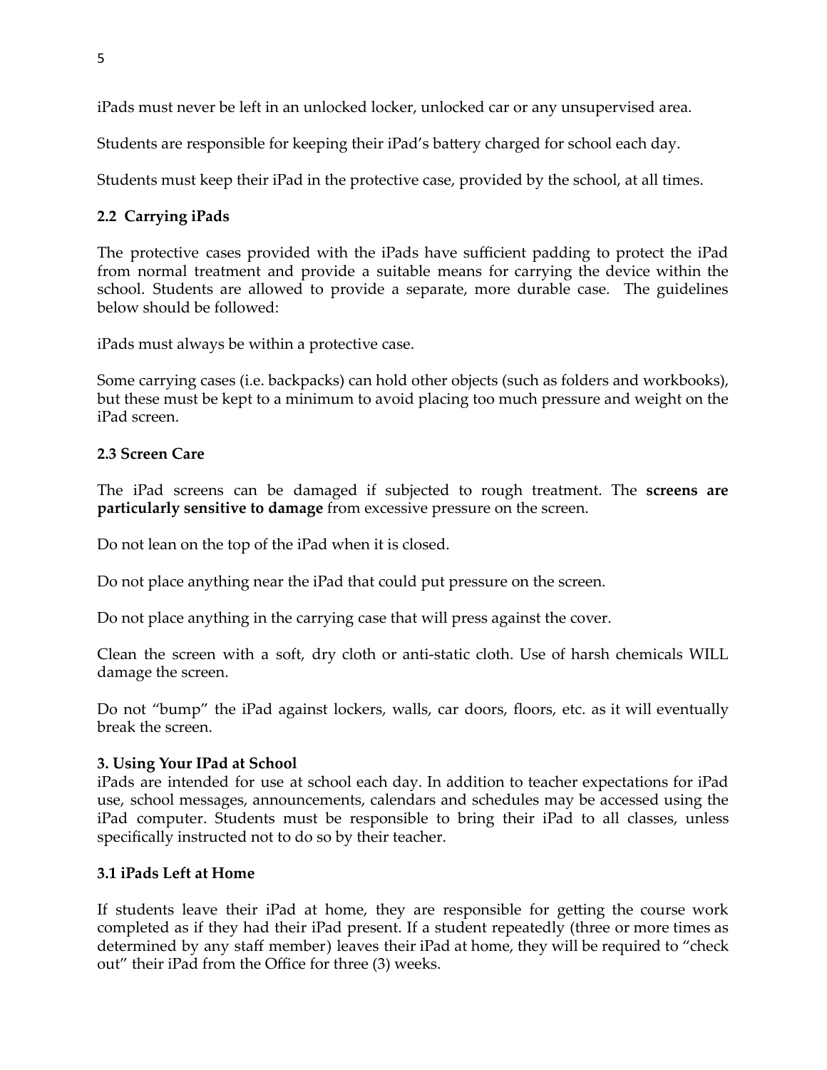iPads must never be left in an unlocked locker, unlocked car or any unsupervised area.

Students are responsible for keeping their iPad's battery charged for school each day.

Students must keep their iPad in the protective case, provided by the school, at all times.

### 2.2 Carrying iPads

The protective cases provided with the iPads have sufficient padding to protect the iPad from normal treatment and provide a suitable means for carrying the device within the school. Students are allowed to provide a separate, more durable case. The guidelines below should be followed:

iPads must always be within a protective case.

Some carrying cases (i.e. backpacks) can hold other objects (such as folders and workbooks), but these must be kept to a minimum to avoid placing too much pressure and weight on the iPad screen.

### 2.3 Screen Care

The iPad screens can be damaged if subjected to rough treatment. The **screens are particularly sensitive to damage** from excessive pressure on the screen.

Do not lean on the top of the iPad when it is closed.

Do not place anything near the iPad that could put pressure on the screen.

Do not place anything in the carrying case that will press against the cover.

Clean the screen with a soft, dry cloth or anti-static cloth. Use of harsh chemicals WILL damage the screen.

Do not "bump" the iPad against lockers, walls, car doors, floors, etc. as it will eventually break the screen.

## 3. Using Your IPad at School

iPads are intended for use at school each day. In addition to teacher expectations for iPad use, school messages, announcements, calendars and schedules may be accessed using the iPad computer. Students must be responsible to bring their iPad to all classes, unless specifically instructed not to do so by their teacher.

### 3.1 iPads Left at Home

If students leave their iPad at home, they are responsible for getting the course work completed as if they had their iPad present. If a student repeatedly (three or more times as determined by any staff member) leaves their iPad at home, they will be required to "check out" their iPad from the Office for three (3) weeks.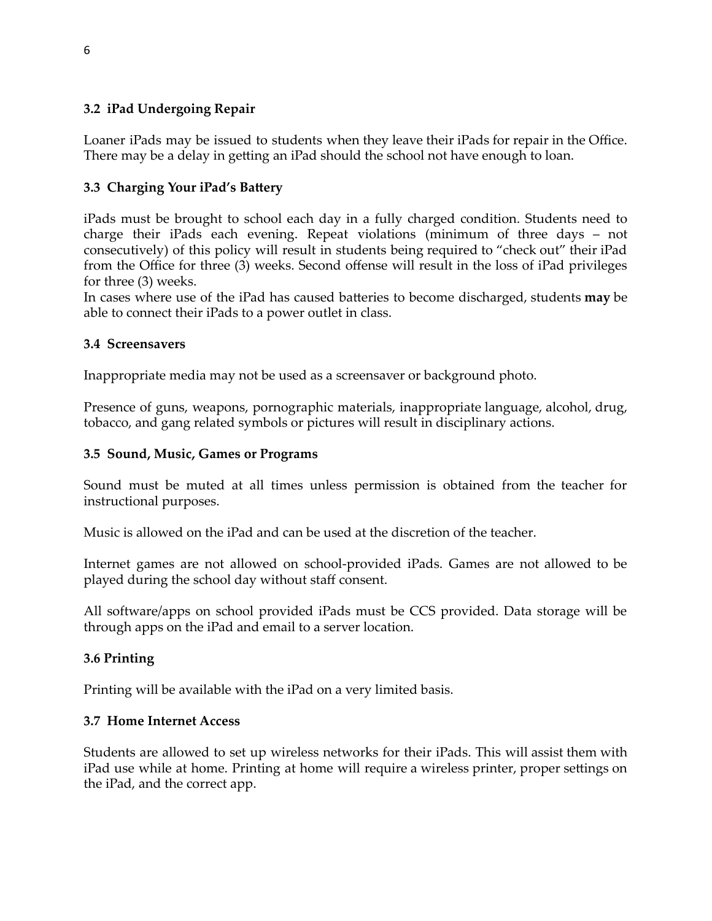### 3.2 iPad Undergoing Repair

Loaner iPads may be issued to students when they leave their iPads for repair in the Office. There may be a delay in getting an iPad should the school not have enough to loan.

### 3.3 Charging Your iPad's Battery

iPads must be brought to school each day in a fully charged condition. Students need to charge their iPads each evening. Repeat violations (minimum of three days – not consecutively) of this policy will result in students being required to "check out" their iPad from the Office for three (3) weeks. Second offense will result in the loss of iPad privileges for three (3) weeks.
In cases where use of the iPad has caused batteries to become discharged, students **may** be able to connect their iPads to a power outlet in class.

### 3.4 Screensavers

Inappropriate media may not be used as a screensaver or background photo.

Presence of guns, weapons, pornographic materials, inappropriate language, alcohol, drug, tobacco, and gang related symbols or pictures will result in disciplinary actions.

### 3.5 Sound, Music, Games or Programs

Sound must be muted at all times unless permission is obtained from the teacher for instructional purposes.

Music is allowed on the iPad and can be used at the discretion of the teacher.

Internet games are not allowed on school-provided iPads. Games are not allowed to be played during the school day without staff consent.

All software/apps on school provided iPads must be CCS provided. Data storage will be through apps on the iPad and email to a server location.

### 3.6 Printing

Printing will be available with the iPad on a very limited basis.

### 3.7 Home Internet Access

Students are allowed to set up wireless networks for their iPads. This will assist them with iPad use while at home. Printing at home will require a wireless printer, proper settings on the iPad, and the correct app.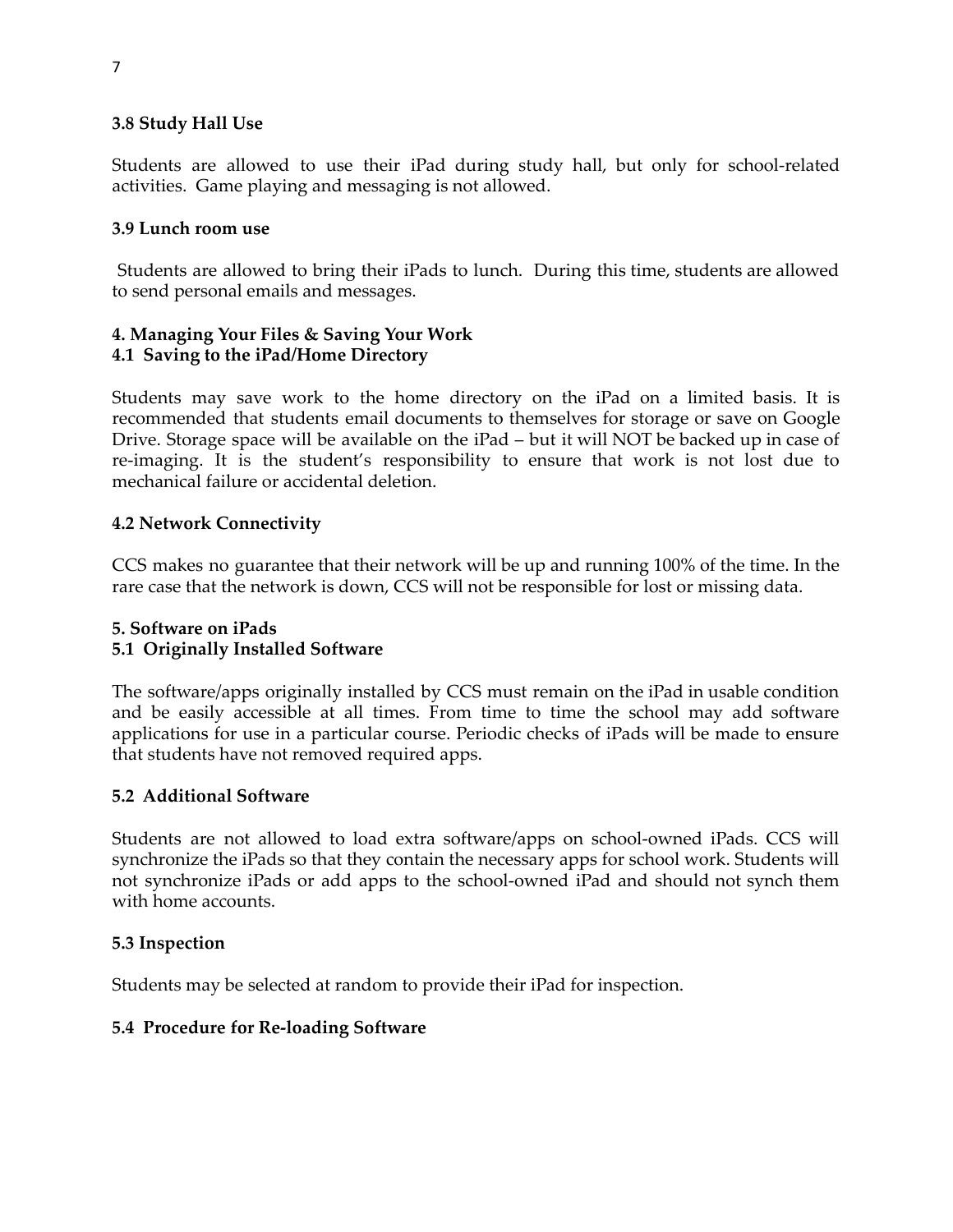### 3.8 Study Hall Use

Students are allowed to use their iPad during study hall, but only for school-related activities. Game playing and messaging is not allowed.

### 3.9 Lunch room use

Students are allowed to bring their iPads to lunch. During this time, students are allowed to send personal emails and messages.

## 4. Managing Your Files & Saving Your Work

### 4.1 Saving to the iPad/Home Directory

Students may save work to the home directory on the iPad on a limited basis. It is recommended that students email documents to themselves for storage or save on Google Drive. Storage space will be available on the iPad – but it will NOT be backed up in case of re-imaging. It is the student's responsibility to ensure that work is not lost due to mechanical failure or accidental deletion.

### 4.2 Network Connectivity

CCS makes no guarantee that their network will be up and running 100% of the time. In the rare case that the network is down, CCS will not be responsible for lost or missing data.

## 5. Software on iPads

### 5.1 Originally Installed Software

The software/apps originally installed by CCS must remain on the iPad in usable condition and be easily accessible at all times. From time to time the school may add software applications for use in a particular course. Periodic checks of iPads will be made to ensure that students have not removed required apps.

### 5.2 Additional Software

Students are not allowed to load extra software/apps on school-owned iPads. CCS will synchronize the iPads so that they contain the necessary apps for school work. Students will not synchronize iPads or add apps to the school-owned iPad and should not synch them with home accounts.

### 5.3 Inspection

Students may be selected at random to provide their iPad for inspection.

### 5.4 Procedure for Re-loading Software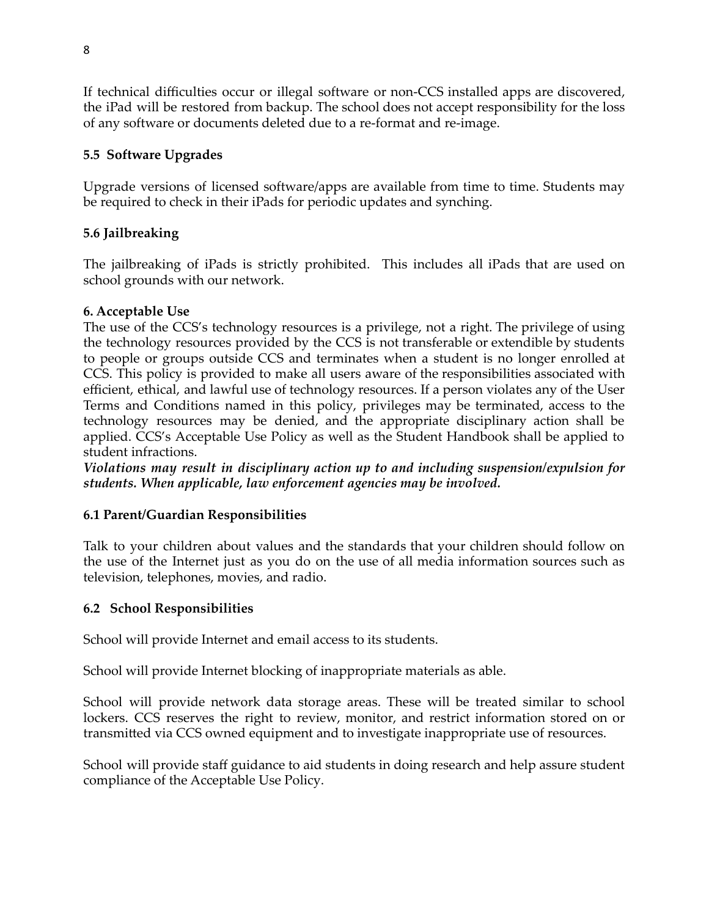If technical difficulties occur or illegal software or non-CCS installed apps are discovered, the iPad will be restored from backup. The school does not accept responsibility for the loss of any software or documents deleted due to a re-format and re-image.

### 5.5 Software Upgrades

Upgrade versions of licensed software/apps are available from time to time. Students may be required to check in their iPads for periodic updates and synching.

### 5.6 Jailbreaking

The jailbreaking of iPads is strictly prohibited. This includes all iPads that are used on school grounds with our network.

## 6. Acceptable Use

The use of the CCS's technology resources is a privilege, not a right. The privilege of using the technology resources provided by the CCS is not transferable or extendible by students to people or groups outside CCS and terminates when a student is no longer enrolled at CCS. This policy is provided to make all users aware of the responsibilities associated with efficient, ethical, and lawful use of technology resources. If a person violates any of the User Terms and Conditions named in this policy, privileges may be terminated, access to the technology resources may be denied, and the appropriate disciplinary action shall be applied. CCS's Acceptable Use Policy as well as the Student Handbook shall be applied to student infractions.

***Violations may result in disciplinary action up to and including suspension/expulsion for students. When applicable, law enforcement agencies may be involved.***

### 6.1 Parent/Guardian Responsibilities

Talk to your children about values and the standards that your children should follow on the use of the Internet just as you do on the use of all media information sources such as television, telephones, movies, and radio.

### 6.2 School Responsibilities

School will provide Internet and email access to its students.

School will provide Internet blocking of inappropriate materials as able.

School will provide network data storage areas. These will be treated similar to school lockers. CCS reserves the right to review, monitor, and restrict information stored on or transmitted via CCS owned equipment and to investigate inappropriate use of resources.

School will provide staff guidance to aid students in doing research and help assure student compliance of the Acceptable Use Policy.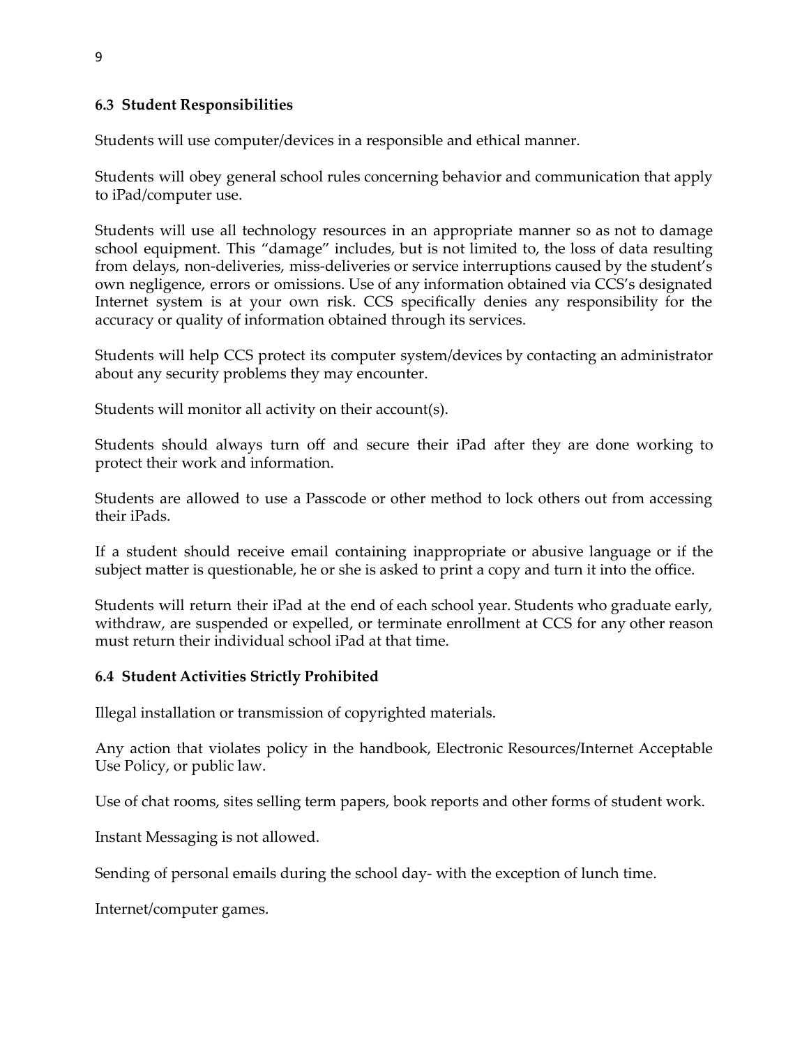### 6.3 Student Responsibilities

Students will use computer/devices in a responsible and ethical manner.

Students will obey general school rules concerning behavior and communication that apply to iPad/computer use.

Students will use all technology resources in an appropriate manner so as not to damage school equipment. This "damage" includes, but is not limited to, the loss of data resulting from delays, non-deliveries, miss-deliveries or service interruptions caused by the student's own negligence, errors or omissions. Use of any information obtained via CCS's designated Internet system is at your own risk. CCS specifically denies any responsibility for the accuracy or quality of information obtained through its services.

Students will help CCS protect its computer system/devices by contacting an administrator about any security problems they may encounter.

Students will monitor all activity on their account(s).

Students should always turn off and secure their iPad after they are done working to protect their work and information.

Students are allowed to use a Passcode or other method to lock others out from accessing their iPads.

If a student should receive email containing inappropriate or abusive language or if the subject matter is questionable, he or she is asked to print a copy and turn it into the office.

Students will return their iPad at the end of each school year. Students who graduate early, withdraw, are suspended or expelled, or terminate enrollment at CCS for any other reason must return their individual school iPad at that time.

### 6.4 Student Activities Strictly Prohibited

Illegal installation or transmission of copyrighted materials.

Any action that violates policy in the handbook, Electronic Resources/Internet Acceptable Use Policy, or public law.

Use of chat rooms, sites selling term papers, book reports and other forms of student work.

Instant Messaging is not allowed.

Sending of personal emails during the school day- with the exception of lunch time.

Internet/computer games.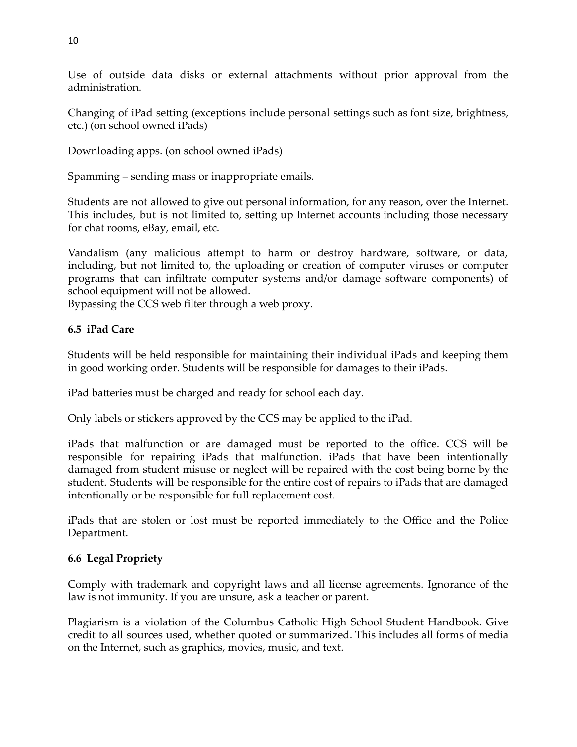Use of outside data disks or external attachments without prior approval from the administration.

Changing of iPad setting (exceptions include personal settings such as font size, brightness, etc.) (on school owned iPads)

Downloading apps. (on school owned iPads)

Spamming – sending mass or inappropriate emails.

Students are not allowed to give out personal information, for any reason, over the Internet. This includes, but is not limited to, setting up Internet accounts including those necessary for chat rooms, eBay, email, etc.

Vandalism (any malicious attempt to harm or destroy hardware, software, or data, including, but not limited to, the uploading or creation of computer viruses or computer programs that can infiltrate computer systems and/or damage software components) of school equipment will not be allowed.
Bypassing the CCS web filter through a web proxy.

**6.5 iPad Care**

Students will be held responsible for maintaining their individual iPads and keeping them in good working order. Students will be responsible for damages to their iPads.

iPad batteries must be charged and ready for school each day.

Only labels or stickers approved by the CCS may be applied to the iPad.

iPads that malfunction or are damaged must be reported to the office. CCS will be responsible for repairing iPads that malfunction. iPads that have been intentionally damaged from student misuse or neglect will be repaired with the cost being borne by the student. Students will be responsible for the entire cost of repairs to iPads that are damaged intentionally or be responsible for full replacement cost.

iPads that are stolen or lost must be reported immediately to the Office and the Police Department.

**6.6 Legal Propriety**

Comply with trademark and copyright laws and all license agreements. Ignorance of the law is not immunity. If you are unsure, ask a teacher or parent.

Plagiarism is a violation of the Columbus Catholic High School Student Handbook. Give credit to all sources used, whether quoted or summarized. This includes all forms of media on the Internet, such as graphics, movies, music, and text.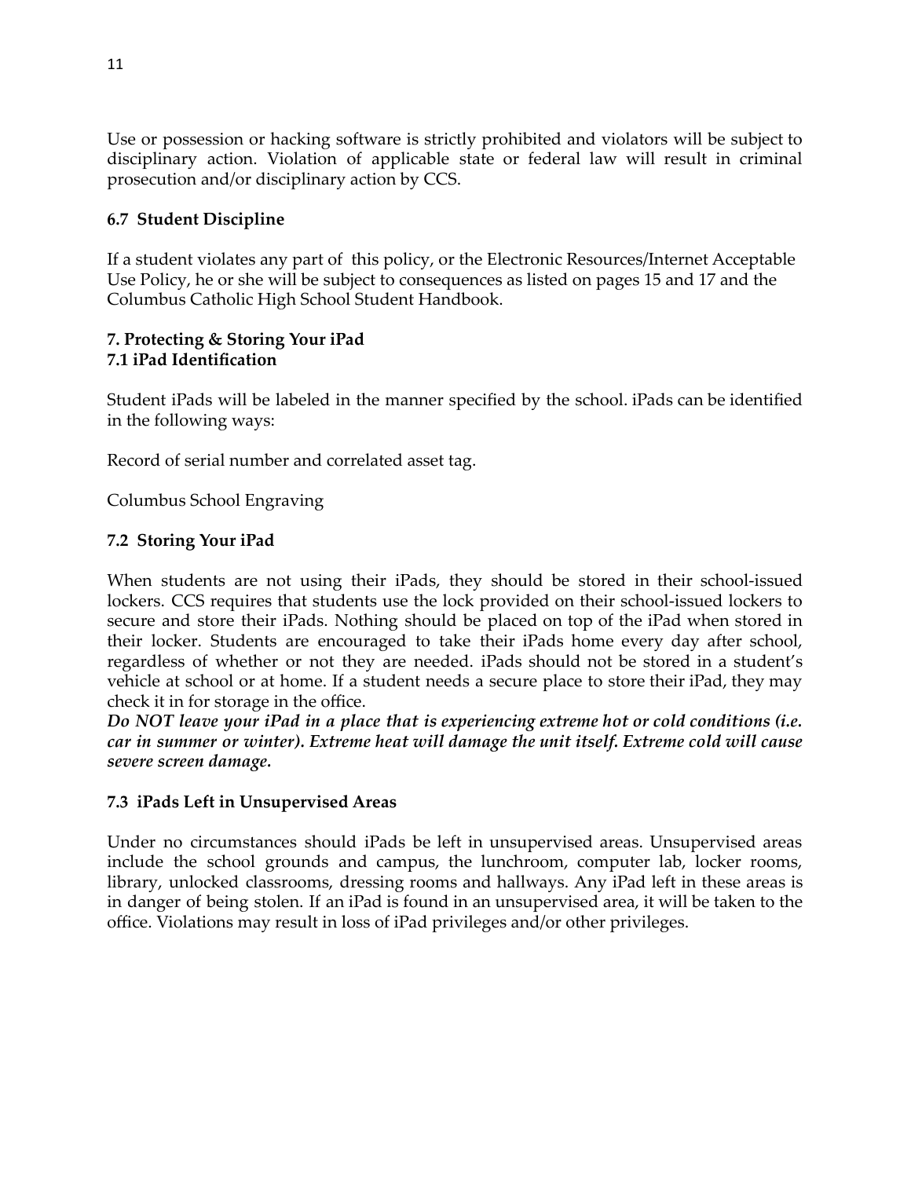Use or possession or hacking software is strictly prohibited and violators will be subject to disciplinary action. Violation of applicable state or federal law will result in criminal prosecution and/or disciplinary action by CCS.

### 6.7 Student Discipline

If a student violates any part of this policy, or the Electronic Resources/Internet Acceptable Use Policy, he or she will be subject to consequences as listed on pages 15 and 17 and the Columbus Catholic High School Student Handbook.

## 7. Protecting & Storing Your iPad

### 7.1 iPad Identification

Student iPads will be labeled in the manner specified by the school. iPads can be identified in the following ways:

Record of serial number and correlated asset tag.

Columbus School Engraving

### 7.2 Storing Your iPad

When students are not using their iPads, they should be stored in their school-issued lockers. CCS requires that students use the lock provided on their school-issued lockers to secure and store their iPads. Nothing should be placed on top of the iPad when stored in their locker. Students are encouraged to take their iPads home every day after school, regardless of whether or not they are needed. iPads should not be stored in a student's vehicle at school or at home. If a student needs a secure place to store their iPad, they may check it in for storage in the office.

***Do NOT leave your iPad in a place that is experiencing extreme hot or cold conditions (i.e. car in summer or winter). Extreme heat will damage the unit itself. Extreme cold will cause severe screen damage.***

### 7.3 iPads Left in Unsupervised Areas

Under no circumstances should iPads be left in unsupervised areas. Unsupervised areas include the school grounds and campus, the lunchroom, computer lab, locker rooms, library, unlocked classrooms, dressing rooms and hallways. Any iPad left in these areas is in danger of being stolen. If an iPad is found in an unsupervised area, it will be taken to the office. Violations may result in loss of iPad privileges and/or other privileges.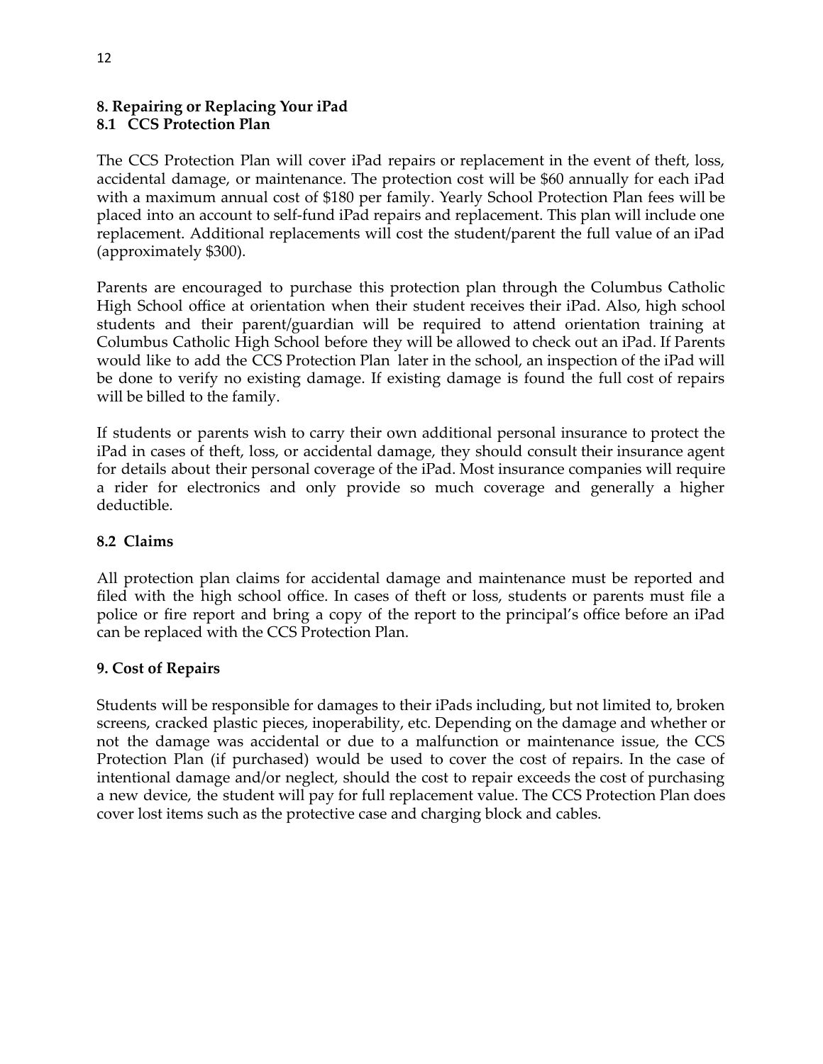## 8. Repairing or Replacing Your iPad

### 8.1 CCS Protection Plan

The CCS Protection Plan will cover iPad repairs or replacement in the event of theft, loss, accidental damage, or maintenance. The protection cost will be $60 annually for each iPad with a maximum annual cost of $180 per family. Yearly School Protection Plan fees will be placed into an account to self-fund iPad repairs and replacement. This plan will include one replacement. Additional replacements will cost the student/parent the full value of an iPad (approximately $300).

Parents are encouraged to purchase this protection plan through the Columbus Catholic High School office at orientation when their student receives their iPad. Also, high school students and their parent/guardian will be required to attend orientation training at Columbus Catholic High School before they will be allowed to check out an iPad. If Parents would like to add the CCS Protection Plan later in the school, an inspection of the iPad will be done to verify no existing damage. If existing damage is found the full cost of repairs will be billed to the family.

If students or parents wish to carry their own additional personal insurance to protect the iPad in cases of theft, loss, or accidental damage, they should consult their insurance agent for details about their personal coverage of the iPad. Most insurance companies will require a rider for electronics and only provide so much coverage and generally a higher deductible.

### 8.2 Claims

All protection plan claims for accidental damage and maintenance must be reported and filed with the high school office. In cases of theft or loss, students or parents must file a police or fire report and bring a copy of the report to the principal's office before an iPad can be replaced with the CCS Protection Plan.

## 9. Cost of Repairs

Students will be responsible for damages to their iPads including, but not limited to, broken screens, cracked plastic pieces, inoperability, etc. Depending on the damage and whether or not the damage was accidental or due to a malfunction or maintenance issue, the CCS Protection Plan (if purchased) would be used to cover the cost of repairs. In the case of intentional damage and/or neglect, should the cost to repair exceeds the cost of purchasing a new device, the student will pay for full replacement value. The CCS Protection Plan does cover lost items such as the protective case and charging block and cables.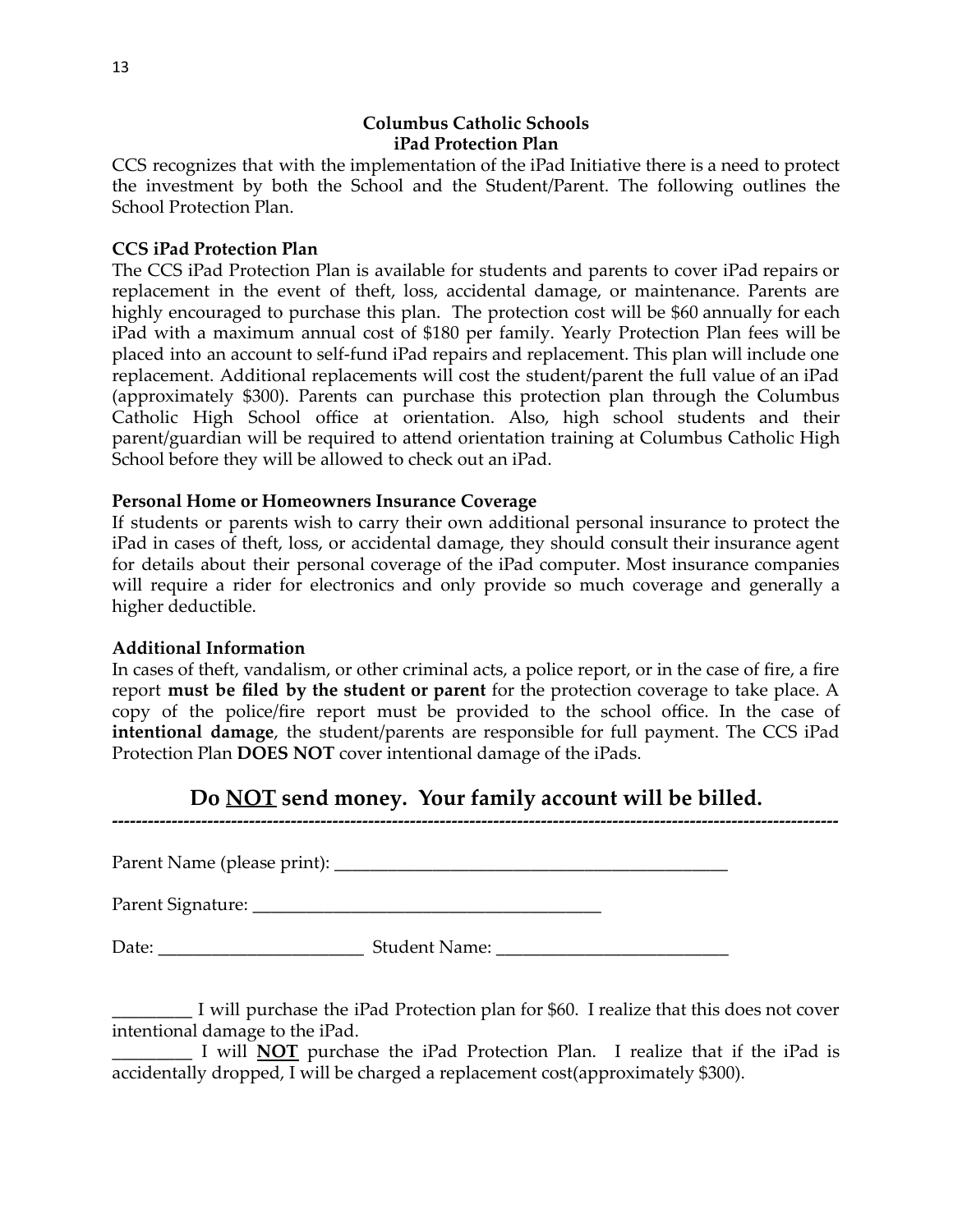**Columbus Catholic Schools**
**iPad Protection Plan**

CCS recognizes that with the implementation of the iPad Initiative there is a need to protect the investment by both the School and the Student/Parent. The following outlines the School Protection Plan.

**CCS iPad Protection Plan**

The CCS iPad Protection Plan is available for students and parents to cover iPad repairs or replacement in the event of theft, loss, accidental damage, or maintenance. Parents are highly encouraged to purchase this plan. The protection cost will be $60 annually for each iPad with a maximum annual cost of $180 per family. Yearly Protection Plan fees will be placed into an account to self-fund iPad repairs and replacement. This plan will include one replacement. Additional replacements will cost the student/parent the full value of an iPad (approximately $300). Parents can purchase this protection plan through the Columbus Catholic High School office at orientation. Also, high school students and their parent/guardian will be required to attend orientation training at Columbus Catholic High School before they will be allowed to check out an iPad.

**Personal Home or Homeowners Insurance Coverage**

If students or parents wish to carry their own additional personal insurance to protect the iPad in cases of theft, loss, or accidental damage, they should consult their insurance agent for details about their personal coverage of the iPad computer. Most insurance companies will require a rider for electronics and only provide so much coverage and generally a higher deductible.

**Additional Information**

In cases of theft, vandalism, or other criminal acts, a police report, or in the case of fire, a fire report **must be filed by the student or parent** for the protection coverage to take place. A copy of the police/fire report must be provided to the school office. In the case of **intentional damage**, the student/parents are responsible for full payment. The CCS iPad Protection Plan **DOES NOT** cover intentional damage of the iPads.

## Do <u>NOT</u> send money. Your family account will be billed.

---

Parent Name (please print): ______________________________________________

Parent Signature: ________________________________________

Date: _______________________ Student Name: __________________________

_________ I will purchase the iPad Protection plan for $60. I realize that this does not cover intentional damage to the iPad.

_________ I will **<u>NOT</u>** purchase the iPad Protection Plan. I realize that if the iPad is accidentally dropped, I will be charged a replacement cost(approximately $300).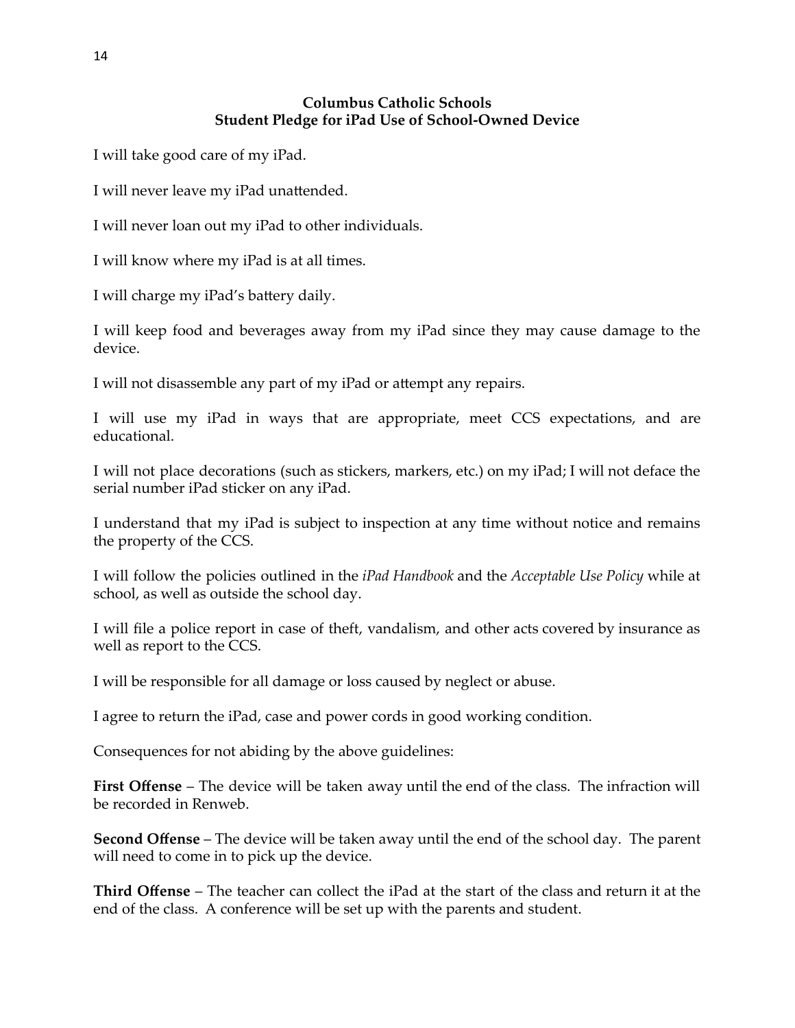## Columbus Catholic Schools
## Student Pledge for iPad Use of School-Owned Device

I will take good care of my iPad.

I will never leave my iPad unattended.

I will never loan out my iPad to other individuals.

I will know where my iPad is at all times.

I will charge my iPad's battery daily.

I will keep food and beverages away from my iPad since they may cause damage to the device.

I will not disassemble any part of my iPad or attempt any repairs.

I will use my iPad in ways that are appropriate, meet CCS expectations, and are educational.

I will not place decorations (such as stickers, markers, etc.) on my iPad; I will not deface the serial number iPad sticker on any iPad.

I understand that my iPad is subject to inspection at any time without notice and remains the property of the CCS.

I will follow the policies outlined in the *iPad Handbook* and the *Acceptable Use Policy* while at school, as well as outside the school day.

I will file a police report in case of theft, vandalism, and other acts covered by insurance as well as report to the CCS.

I will be responsible for all damage or loss caused by neglect or abuse.

I agree to return the iPad, case and power cords in good working condition.

Consequences for not abiding by the above guidelines:

**First Offense** – The device will be taken away until the end of the class. The infraction will be recorded in Renweb.

**Second Offense** – The device will be taken away until the end of the school day. The parent will need to come in to pick up the device.

**Third Offense** – The teacher can collect the iPad at the start of the class and return it at the end of the class. A conference will be set up with the parents and student.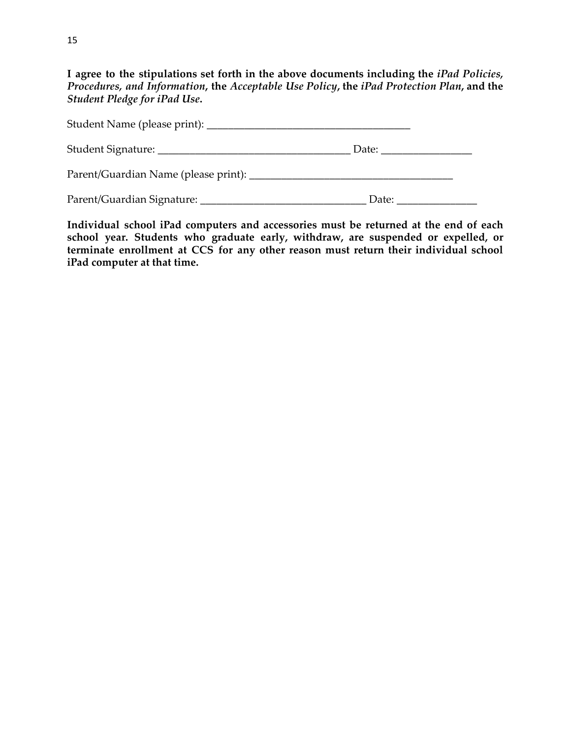**I agree to the stipulations set forth in the above documents including the *iPad Policies, Procedures, and Information*, the *Acceptable Use Policy*, the *iPad Protection Plan*, and the *Student Pledge for iPad Use*.**

Student Name (please print): ______________________________________

Student Signature: ___________________________________ Date: ________________

Parent/Guardian Name (please print): ______________________________________

Parent/Guardian Signature: ______________________________ Date: ______________

**Individual school iPad computers and accessories must be returned at the end of each school year. Students who graduate early, withdraw, are suspended or expelled, or terminate enrollment at CCS for any other reason must return their individual school iPad computer at that time.**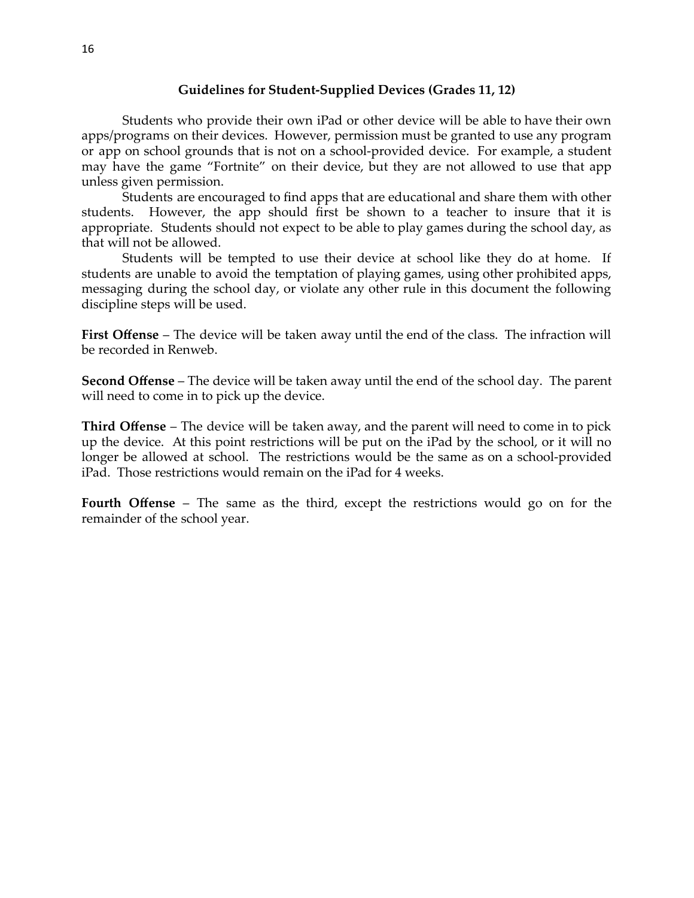## Guidelines for Student-Supplied Devices (Grades 11, 12)

Students who provide their own iPad or other device will be able to have their own apps/programs on their devices. However, permission must be granted to use any program or app on school grounds that is not on a school-provided device. For example, a student may have the game "Fortnite" on their device, but they are not allowed to use that app unless given permission.

Students are encouraged to find apps that are educational and share them with other students. However, the app should first be shown to a teacher to insure that it is appropriate. Students should not expect to be able to play games during the school day, as that will not be allowed.

Students will be tempted to use their device at school like they do at home. If students are unable to avoid the temptation of playing games, using other prohibited apps, messaging during the school day, or violate any other rule in this document the following discipline steps will be used.

**First Offense** – The device will be taken away until the end of the class. The infraction will be recorded in Renweb.

**Second Offense** – The device will be taken away until the end of the school day. The parent will need to come in to pick up the device.

**Third Offense** – The device will be taken away, and the parent will need to come in to pick up the device. At this point restrictions will be put on the iPad by the school, or it will no longer be allowed at school. The restrictions would be the same as on a school-provided iPad. Those restrictions would remain on the iPad for 4 weeks.

**Fourth Offense** – The same as the third, except the restrictions would go on for the remainder of the school year.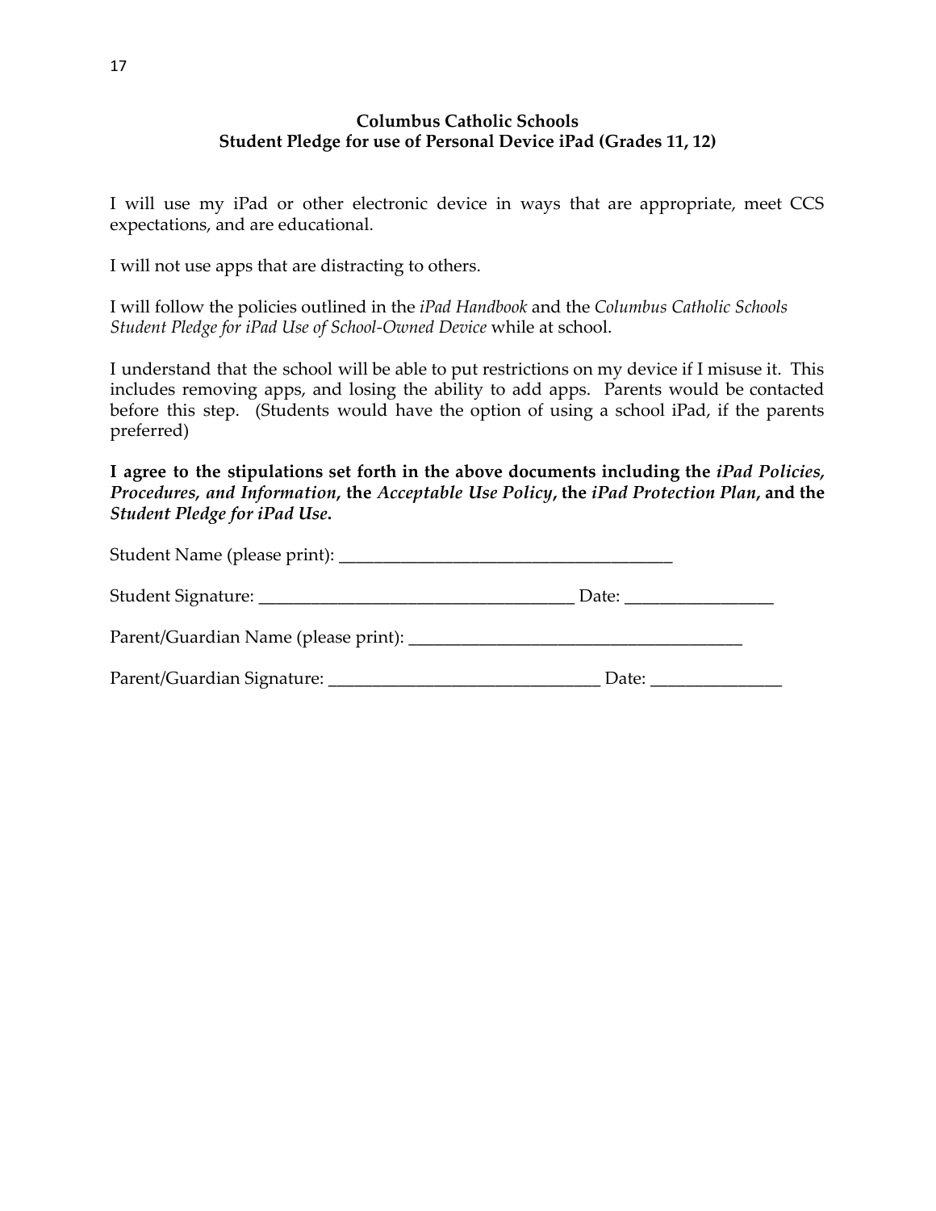## Columbus Catholic Schools
## Student Pledge for use of Personal Device iPad (Grades 11, 12)

I will use my iPad or other electronic device in ways that are appropriate, meet CCS expectations, and are educational.

I will not use apps that are distracting to others.

I will follow the policies outlined in the *iPad Handbook* and the *Columbus Catholic Schools Student Pledge for iPad Use of School-Owned Device* while at school.

I understand that the school will be able to put restrictions on my device if I misuse it. This includes removing apps, and losing the ability to add apps. Parents would be contacted before this step. (Students would have the option of using a school iPad, if the parents preferred)

**I agree to the stipulations set forth in the above documents including the *iPad Policies, Procedures, and Information*, the *Acceptable Use Policy*, the *iPad Protection Plan*, and the *Student Pledge for iPad Use*.**

Student Name (please print): ______________________________________

Student Signature: ___________________________________ Date: ________________

Parent/Guardian Name (please print): ______________________________________

Parent/Guardian Signature: ______________________________ Date: ______________